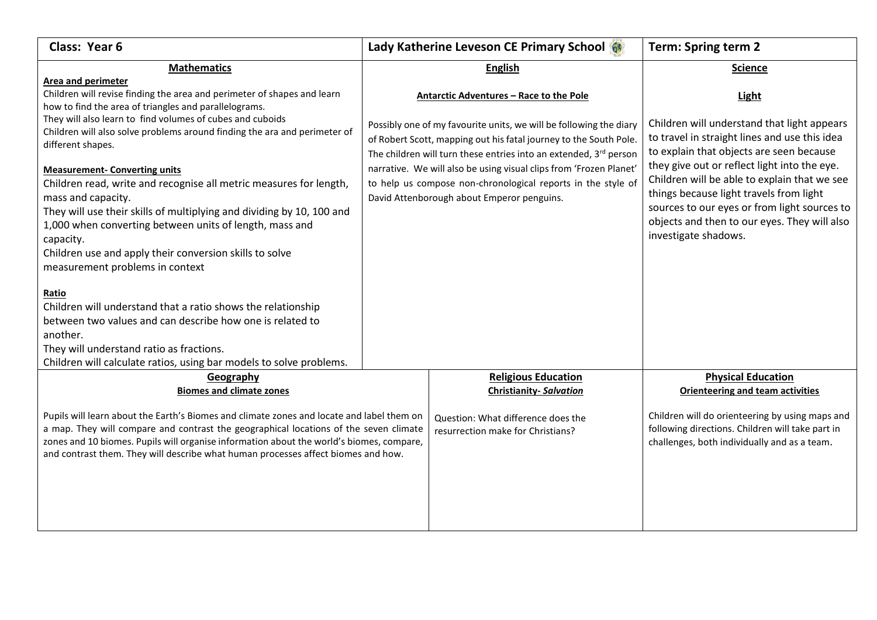| Class: Year 6 | Lady Katherine Leveson CE Primary School | Term: Spring term 2 |
|---|---|---|

## Mathematics

**Area and perimeter**

Children will revise finding the area and perimeter of shapes and learn how to find the area of triangles and parallelograms.
They will also learn to find volumes of cubes and cuboids
Children will also solve problems around finding the ara and perimeter of different shapes.

**Measurement- Converting units**

Children read, write and recognise all metric measures for length, mass and capacity.
They will use their skills of multiplying and dividing by 10, 100 and 1,000 when converting between units of length, mass and capacity.
Children use and apply their conversion skills to solve measurement problems in context

**Ratio**

Children will understand that a ratio shows the relationship between two values and can describe how one is related to another.
They will understand ratio as fractions.
Children will calculate ratios, using bar models to solve problems.

## English

**Antarctic Adventures – Race to the Pole**

Possibly one of my favourite units, we will be following the diary of Robert Scott, mapping out his fatal journey to the South Pole. The children will turn these entries into an extended, 3rd person narrative. We will also be using visual clips from 'Frozen Planet' to help us compose non-chronological reports in the style of David Attenborough about Emperor penguins.

## Science

**Light**

Children will understand that light appears to travel in straight lines and use this idea to explain that objects are seen because they give out or reflect light into the eye. Children will be able to explain that we see things because light travels from light sources to our eyes or from light sources to objects and then to our eyes. They will also investigate shadows.

## Geography

**Biomes and climate zones**

Pupils will learn about the Earth's Biomes and climate zones and locate and label them on a map. They will compare and contrast the geographical locations of the seven climate zones and 10 biomes. Pupils will organise information about the world's biomes, compare, and contrast them. They will describe what human processes affect biomes and how.

## Religious Education

**Christianity- *Salvation***

Question: What difference does the resurrection make for Christians?

## Physical Education

**Orienteering and team activities**

Children will do orienteering by using maps and following directions. Children will take part in challenges, both individually and as a team.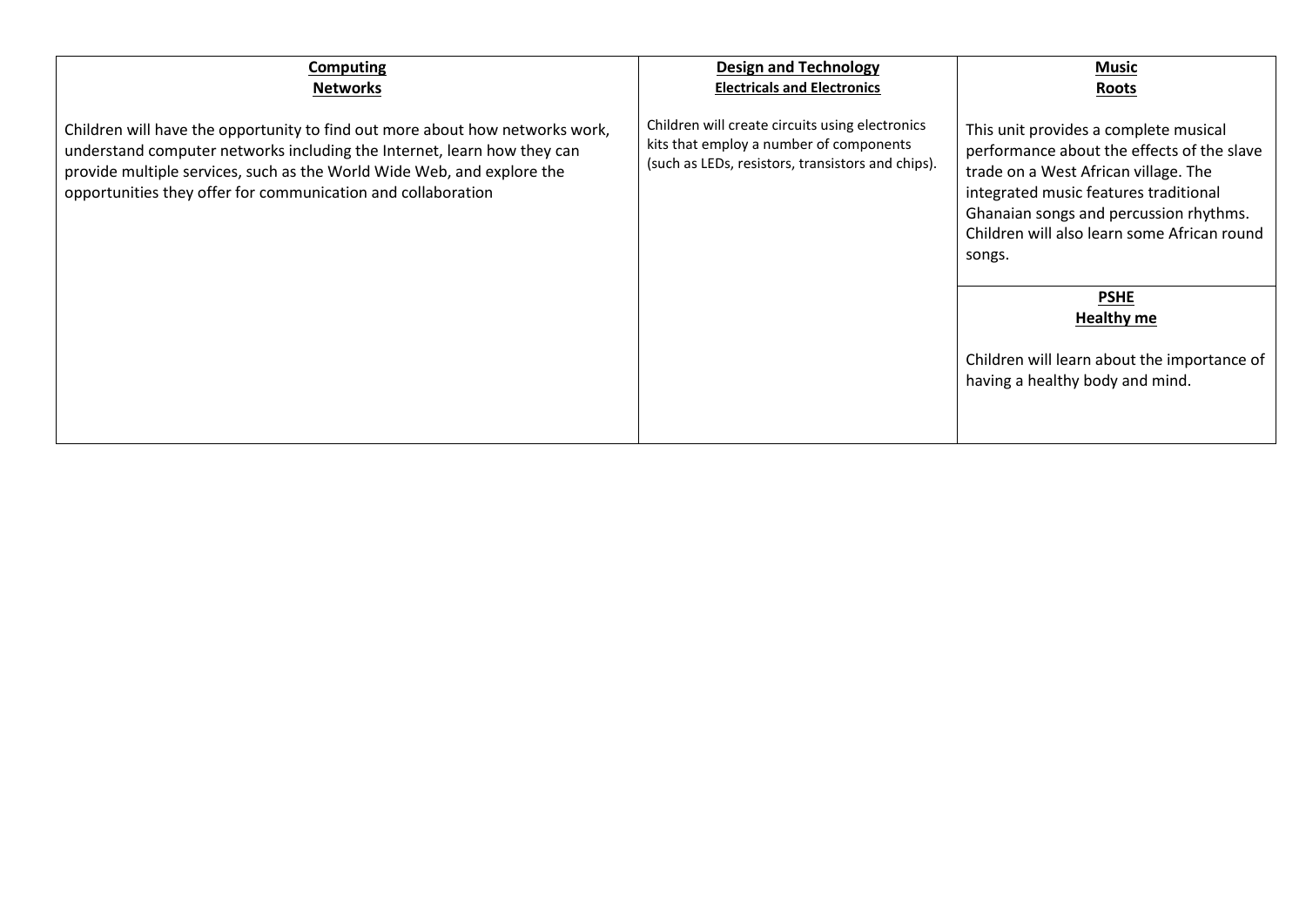| Computing<br>Networks | Design and Technology<br>Electricals and Electronics | Music<br>Roots |
|---|---|---|
| Children will have the opportunity to find out more about how networks work, understand computer networks including the Internet, learn how they can provide multiple services, such as the World Wide Web, and explore the opportunities they offer for communication and collaboration | Children will create circuits using electronics kits that employ a number of components (such as LEDs, resistors, transistors and chips). | This unit provides a complete musical performance about the effects of the slave trade on a West African village. The integrated music features traditional Ghanaian songs and percussion rhythms. Children will also learn some African round songs. |
| | | **PSHE**<br>**Healthy me**<br><br>Children will learn about the importance of having a healthy body and mind. |